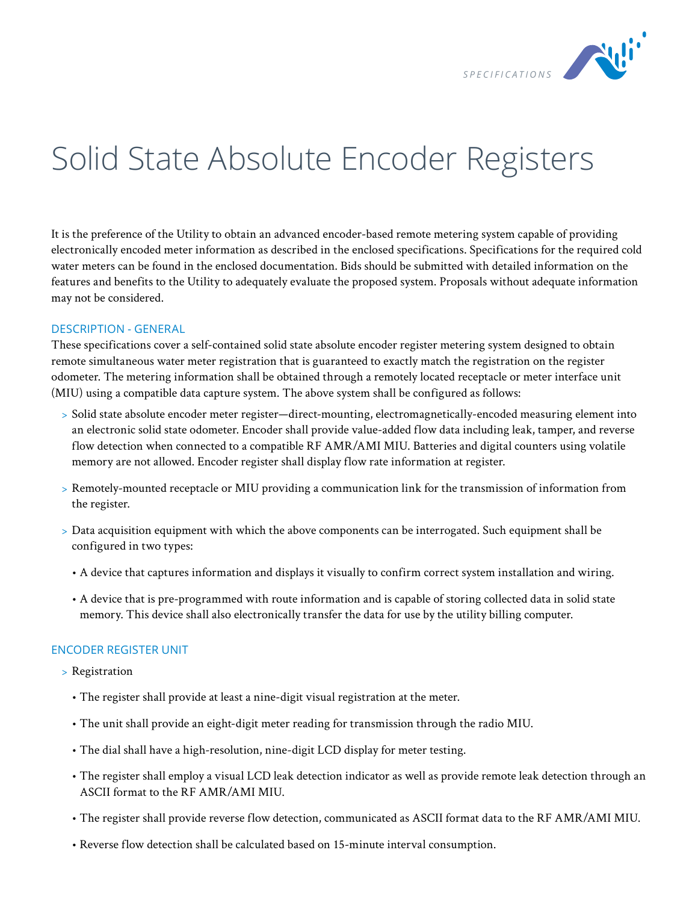# Solid State Absolute Encoder Registers

It is the preference of the Utility to obtain an advanced encoder-based remote metering system capable of providing electronically encoded meter information as described in the enclosed specifications. Specifications for the required cold water meters can be found in the enclosed documentation. Bids should be submitted with detailed information on the features and benefits to the Utility to adequately evaluate the proposed system. Proposals without adequate information may not be considered.

## DESCRIPTION - GENERAL

These specifications cover a self-contained solid state absolute encoder register metering system designed to obtain remote simultaneous water meter registration that is guaranteed to exactly match the registration on the register odometer. The metering information shall be obtained through a remotely located receptacle or meter interface unit (MIU) using a compatible data capture system. The above system shall be configured as follows:

- Solid state absolute encoder meter register—direct-mounting, electromagnetically-encoded measuring element into an electronic solid state odometer. Encoder shall provide value-added flow data including leak, tamper, and reverse flow detection when connected to a compatible RF AMR/AMI MIU. Batteries and digital counters using volatile memory are not allowed. Encoder register shall display flow rate information at register.
- Remotely-mounted receptacle or MIU providing a communication link for the transmission of information from the register.
- Data acquisition equipment with which the above components can be interrogated. Such equipment shall be configured in two types:
  - A device that captures information and displays it visually to confirm correct system installation and wiring.
  - A device that is pre-programmed with route information and is capable of storing collected data in solid state memory. This device shall also electronically transfer the data for use by the utility billing computer.

## ENCODER REGISTER UNIT

- Registration
  - The register shall provide at least a nine-digit visual registration at the meter.
  - The unit shall provide an eight-digit meter reading for transmission through the radio MIU.
  - The dial shall have a high-resolution, nine-digit LCD display for meter testing.
  - The register shall employ a visual LCD leak detection indicator as well as provide remote leak detection through an ASCII format to the RF AMR/AMI MIU.
  - The register shall provide reverse flow detection, communicated as ASCII format data to the RF AMR/AMI MIU.
  - Reverse flow detection shall be calculated based on 15-minute interval consumption.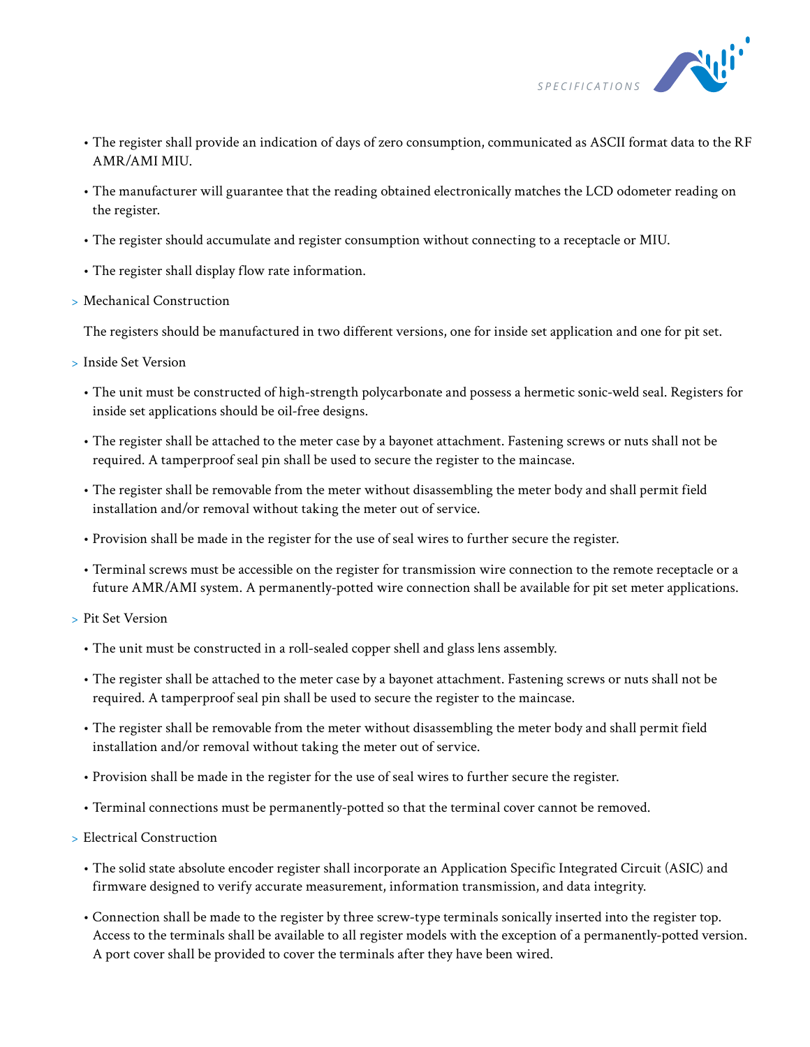- The register shall provide an indication of days of zero consumption, communicated as ASCII format data to the RF AMR/AMI MIU.
- The manufacturer will guarantee that the reading obtained electronically matches the LCD odometer reading on the register.
- The register should accumulate and register consumption without connecting to a receptacle or MIU.
- The register shall display flow rate information.

> Mechanical Construction

The registers should be manufactured in two different versions, one for inside set application and one for pit set.

> Inside Set Version

- The unit must be constructed of high-strength polycarbonate and possess a hermetic sonic-weld seal. Registers for inside set applications should be oil-free designs.
- The register shall be attached to the meter case by a bayonet attachment. Fastening screws or nuts shall not be required. A tamperproof seal pin shall be used to secure the register to the maincase.
- The register shall be removable from the meter without disassembling the meter body and shall permit field installation and/or removal without taking the meter out of service.
- Provision shall be made in the register for the use of seal wires to further secure the register.
- Terminal screws must be accessible on the register for transmission wire connection to the remote receptacle or a future AMR/AMI system. A permanently-potted wire connection shall be available for pit set meter applications.

> Pit Set Version

- The unit must be constructed in a roll-sealed copper shell and glass lens assembly.
- The register shall be attached to the meter case by a bayonet attachment. Fastening screws or nuts shall not be required. A tamperproof seal pin shall be used to secure the register to the maincase.
- The register shall be removable from the meter without disassembling the meter body and shall permit field installation and/or removal without taking the meter out of service.
- Provision shall be made in the register for the use of seal wires to further secure the register.
- Terminal connections must be permanently-potted so that the terminal cover cannot be removed.

> Electrical Construction

- The solid state absolute encoder register shall incorporate an Application Specific Integrated Circuit (ASIC) and firmware designed to verify accurate measurement, information transmission, and data integrity.
- Connection shall be made to the register by three screw-type terminals sonically inserted into the register top. Access to the terminals shall be available to all register models with the exception of a permanently-potted version. A port cover shall be provided to cover the terminals after they have been wired.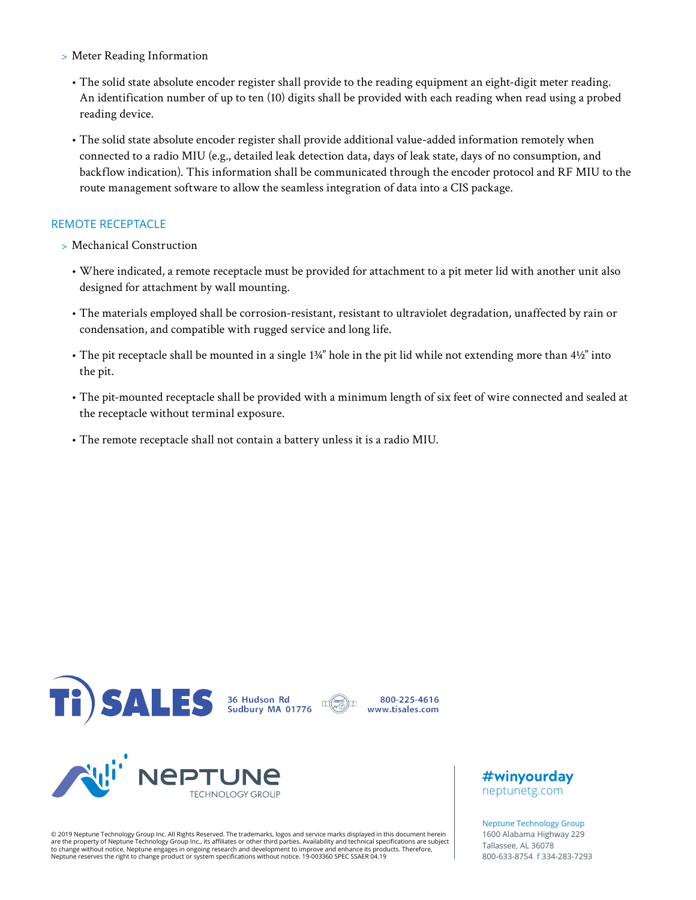> Meter Reading Information

- The solid state absolute encoder register shall provide to the reading equipment an eight-digit meter reading. An identification number of up to ten (10) digits shall be provided with each reading when read using a probed reading device.

- The solid state absolute encoder register shall provide additional value-added information remotely when connected to a radio MIU (e.g., detailed leak detection data, days of leak state, days of no consumption, and backflow indication). This information shall be communicated through the encoder protocol and RF MIU to the route management software to allow the seamless integration of data into a CIS package.

## REMOTE RECEPTACLE

> Mechanical Construction

- Where indicated, a remote receptacle must be provided for attachment to a pit meter lid with another unit also designed for attachment by wall mounting.

- The materials employed shall be corrosion-resistant, resistant to ultraviolet degradation, unaffected by rain or condensation, and compatible with rugged service and long life.

- The pit receptacle shall be mounted in a single 1¾" hole in the pit lid while not extending more than 4½" into the pit.

- The pit-mounted receptacle shall be provided with a minimum length of six feet of wire connected and sealed at the receptacle without terminal exposure.

- The remote receptacle shall not contain a battery unless it is a radio MIU.

Ti SALES
36 Hudson Rd
Sudbury MA 01776
800-225-4616
www.tisales.com

NEPTUNE TECHNOLOGY GROUP

#winyourday
neptunetg.com

Neptune Technology Group
1600 Alabama Highway 229
Tallassee, AL 36078
800-633-8754 f 334-283-7293

© 2019 Neptune Technology Group Inc. All Rights Reserved. The trademarks, logos and service marks displayed in this document herein are the property of Neptune Technology Group Inc., its affiliates or other third parties. Availability and technical specifications are subject to change without notice. Neptune engages in ongoing research and development to improve and enhance its products. Therefore, Neptune reserves the right to change product or system specifications without notice. 19-003360 SPEC SSAER 04.19